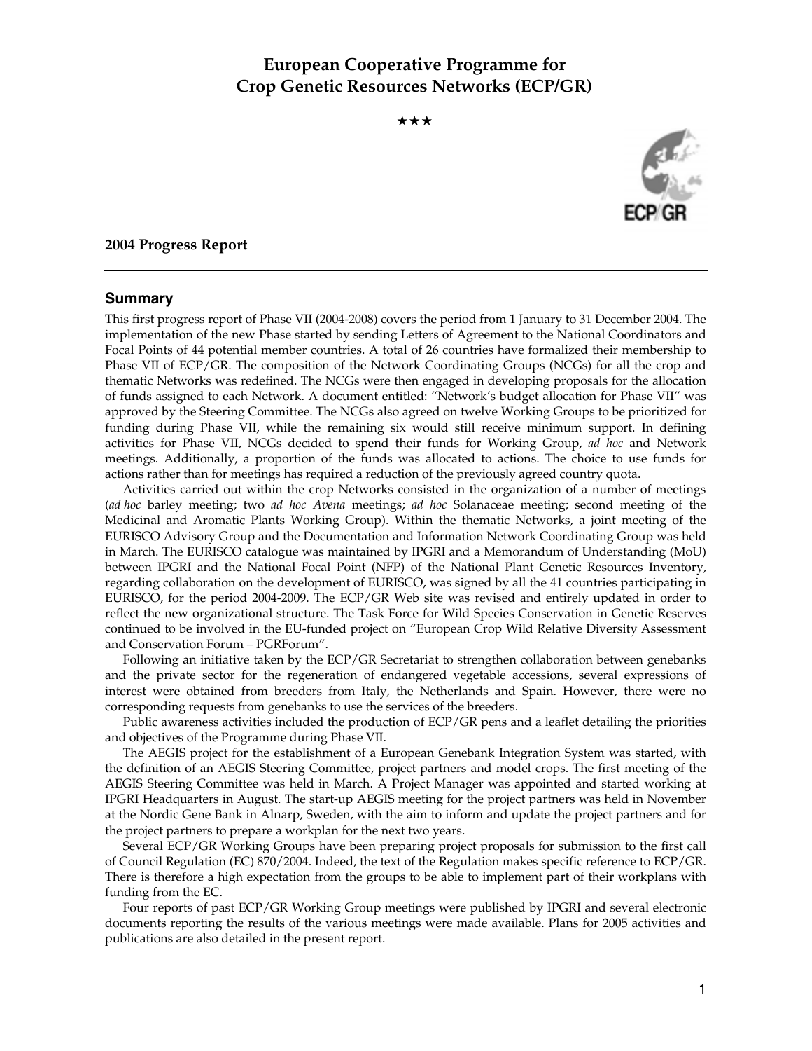# European Cooperative Programme for Crop Genetic Resources Networks (ECP/GR)

★★★

**2004 Progress Report**

## Summary

This first progress report of Phase VII (2004-2008) covers the period from 1 January to 31 December 2004. The implementation of the new Phase started by sending Letters of Agreement to the National Coordinators and Focal Points of 44 potential member countries. A total of 26 countries have formalized their membership to Phase VII of ECP/GR. The composition of the Network Coordinating Groups (NCGs) for all the crop and thematic Networks was redefined. The NCGs were then engaged in developing proposals for the allocation of funds assigned to each Network. A document entitled: "Network's budget allocation for Phase VII" was approved by the Steering Committee. The NCGs also agreed on twelve Working Groups to be prioritized for funding during Phase VII, while the remaining six would still receive minimum support. In defining activities for Phase VII, NCGs decided to spend their funds for Working Group, *ad hoc* and Network meetings. Additionally, a proportion of the funds was allocated to actions. The choice to use funds for actions rather than for meetings has required a reduction of the previously agreed country quota.

Activities carried out within the crop Networks consisted in the organization of a number of meetings (*ad hoc* barley meeting; two *ad hoc Avena* meetings; *ad hoc* Solanaceae meeting; second meeting of the Medicinal and Aromatic Plants Working Group). Within the thematic Networks, a joint meeting of the EURISCO Advisory Group and the Documentation and Information Network Coordinating Group was held in March. The EURISCO catalogue was maintained by IPGRI and a Memorandum of Understanding (MoU) between IPGRI and the National Focal Point (NFP) of the National Plant Genetic Resources Inventory, regarding collaboration on the development of EURISCO, was signed by all the 41 countries participating in EURISCO, for the period 2004-2009. The ECP/GR Web site was revised and entirely updated in order to reflect the new organizational structure. The Task Force for Wild Species Conservation in Genetic Reserves continued to be involved in the EU-funded project on "European Crop Wild Relative Diversity Assessment and Conservation Forum – PGRForum".

Following an initiative taken by the ECP/GR Secretariat to strengthen collaboration between genebanks and the private sector for the regeneration of endangered vegetable accessions, several expressions of interest were obtained from breeders from Italy, the Netherlands and Spain. However, there were no corresponding requests from genebanks to use the services of the breeders.

Public awareness activities included the production of ECP/GR pens and a leaflet detailing the priorities and objectives of the Programme during Phase VII.

The AEGIS project for the establishment of a European Genebank Integration System was started, with the definition of an AEGIS Steering Committee, project partners and model crops. The first meeting of the AEGIS Steering Committee was held in March. A Project Manager was appointed and started working at IPGRI Headquarters in August. The start-up AEGIS meeting for the project partners was held in November at the Nordic Gene Bank in Alnarp, Sweden, with the aim to inform and update the project partners and for the project partners to prepare a workplan for the next two years.

Several ECP/GR Working Groups have been preparing project proposals for submission to the first call of Council Regulation (EC) 870/2004. Indeed, the text of the Regulation makes specific reference to ECP/GR. There is therefore a high expectation from the groups to be able to implement part of their workplans with funding from the EC.

Four reports of past ECP/GR Working Group meetings were published by IPGRI and several electronic documents reporting the results of the various meetings were made available. Plans for 2005 activities and publications are also detailed in the present report.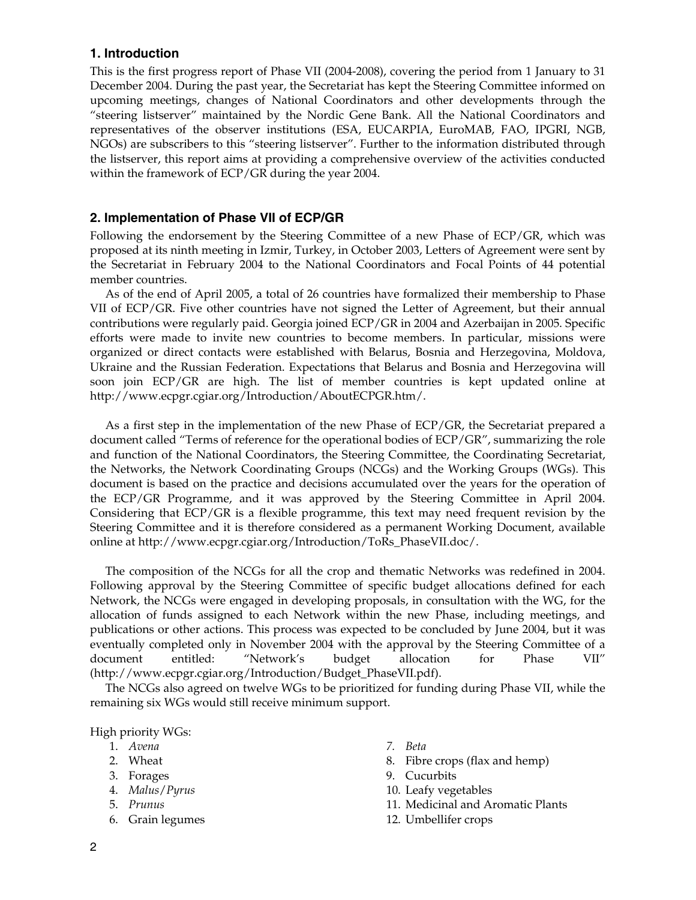## 1. Introduction

This is the first progress report of Phase VII (2004-2008), covering the period from 1 January to 31 December 2004. During the past year, the Secretariat has kept the Steering Committee informed on upcoming meetings, changes of National Coordinators and other developments through the "steering listserver" maintained by the Nordic Gene Bank. All the National Coordinators and representatives of the observer institutions (ESA, EUCARPIA, EuroMAB, FAO, IPGRI, NGB, NGOs) are subscribers to this "steering listserver". Further to the information distributed through the listserver, this report aims at providing a comprehensive overview of the activities conducted within the framework of ECP/GR during the year 2004.

## 2. Implementation of Phase VII of ECP/GR

Following the endorsement by the Steering Committee of a new Phase of ECP/GR, which was proposed at its ninth meeting in Izmir, Turkey, in October 2003, Letters of Agreement were sent by the Secretariat in February 2004 to the National Coordinators and Focal Points of 44 potential member countries.

As of the end of April 2005, a total of 26 countries have formalized their membership to Phase VII of ECP/GR. Five other countries have not signed the Letter of Agreement, but their annual contributions were regularly paid. Georgia joined ECP/GR in 2004 and Azerbaijan in 2005. Specific efforts were made to invite new countries to become members. In particular, missions were organized or direct contacts were established with Belarus, Bosnia and Herzegovina, Moldova, Ukraine and the Russian Federation. Expectations that Belarus and Bosnia and Herzegovina will soon join ECP/GR are high. The list of member countries is kept updated online at http://www.ecpgr.cgiar.org/Introduction/AboutECPGR.htm/.

As a first step in the implementation of the new Phase of ECP/GR, the Secretariat prepared a document called "Terms of reference for the operational bodies of ECP/GR", summarizing the role and function of the National Coordinators, the Steering Committee, the Coordinating Secretariat, the Networks, the Network Coordinating Groups (NCGs) and the Working Groups (WGs). This document is based on the practice and decisions accumulated over the years for the operation of the ECP/GR Programme, and it was approved by the Steering Committee in April 2004. Considering that ECP/GR is a flexible programme, this text may need frequent revision by the Steering Committee and it is therefore considered as a permanent Working Document, available online at http://www.ecpgr.cgiar.org/Introduction/ToRs_PhaseVII.doc/.

The composition of the NCGs for all the crop and thematic Networks was redefined in 2004. Following approval by the Steering Committee of specific budget allocations defined for each Network, the NCGs were engaged in developing proposals, in consultation with the WG, for the allocation of funds assigned to each Network within the new Phase, including meetings, and publications or other actions. This process was expected to be concluded by June 2004, but it was eventually completed only in November 2004 with the approval by the Steering Committee of a document entitled: "Network's budget allocation for Phase VII" (http://www.ecpgr.cgiar.org/Introduction/Budget_PhaseVII.pdf).

The NCGs also agreed on twelve WGs to be prioritized for funding during Phase VII, while the remaining six WGs would still receive minimum support.

High priority WGs:

1. *Avena*
2. Wheat
3. Forages
4. *Malus*/*Pyrus*
5. *Prunus*
6. Grain legumes
7. *Beta*
8. Fibre crops (flax and hemp)
9. Cucurbits
10. Leafy vegetables
11. Medicinal and Aromatic Plants
12. Umbellifer crops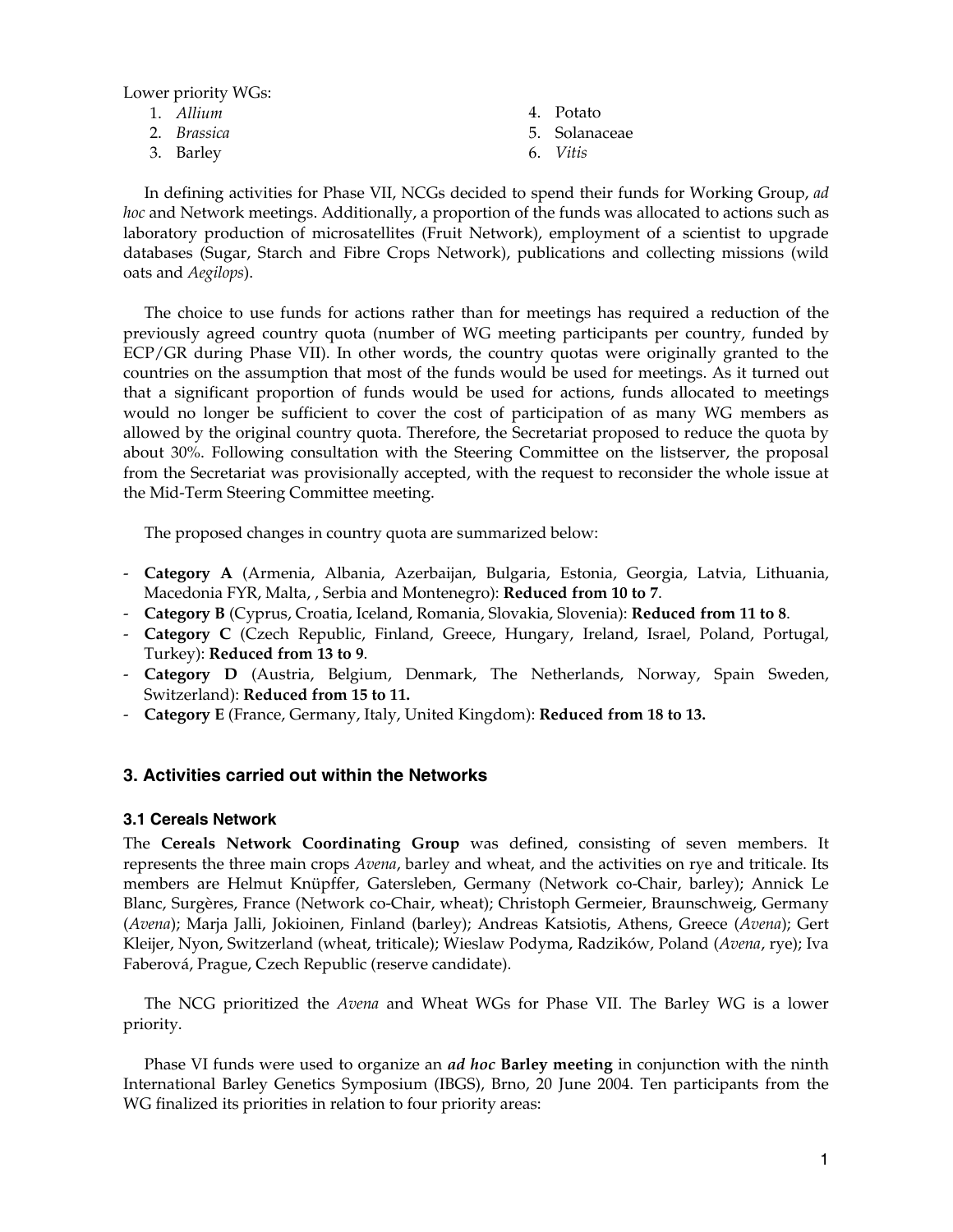Lower priority WGs:

1. *Allium*
2. *Brassica*
3. Barley
4. Potato
5. Solanaceae
6. *Vitis*

In defining activities for Phase VII, NCGs decided to spend their funds for Working Group, *ad hoc* and Network meetings. Additionally, a proportion of the funds was allocated to actions such as laboratory production of microsatellites (Fruit Network), employment of a scientist to upgrade databases (Sugar, Starch and Fibre Crops Network), publications and collecting missions (wild oats and *Aegilops*).

The choice to use funds for actions rather than for meetings has required a reduction of the previously agreed country quota (number of WG meeting participants per country, funded by ECP/GR during Phase VII). In other words, the country quotas were originally granted to the countries on the assumption that most of the funds would be used for meetings. As it turned out that a significant proportion of funds would be used for actions, funds allocated to meetings would no longer be sufficient to cover the cost of participation of as many WG members as allowed by the original country quota. Therefore, the Secretariat proposed to reduce the quota by about 30%. Following consultation with the Steering Committee on the listserver, the proposal from the Secretariat was provisionally accepted, with the request to reconsider the whole issue at the Mid-Term Steering Committee meeting.

The proposed changes in country quota are summarized below:

- **Category A** (Armenia, Albania, Azerbaijan, Bulgaria, Estonia, Georgia, Latvia, Lithuania, Macedonia FYR, Malta, , Serbia and Montenegro): **Reduced from 10 to 7**.
- **Category B** (Cyprus, Croatia, Iceland, Romania, Slovakia, Slovenia): **Reduced from 11 to 8**.
- **Category C** (Czech Republic, Finland, Greece, Hungary, Ireland, Israel, Poland, Portugal, Turkey): **Reduced from 13 to 9**.
- **Category D** (Austria, Belgium, Denmark, The Netherlands, Norway, Spain Sweden, Switzerland): **Reduced from 15 to 11.**
- **Category E** (France, Germany, Italy, United Kingdom): **Reduced from 18 to 13.**

## 3. Activities carried out within the Networks

### 3.1 Cereals Network

The **Cereals Network Coordinating Group** was defined, consisting of seven members. It represents the three main crops *Avena*, barley and wheat, and the activities on rye and triticale. Its members are Helmut Knüpffer, Gatersleben, Germany (Network co-Chair, barley); Annick Le Blanc, Surgères, France (Network co-Chair, wheat); Christoph Germeier, Braunschweig, Germany (*Avena*); Marja Jalli, Jokioinen, Finland (barley); Andreas Katsiotis, Athens, Greece (*Avena*); Gert Kleijer, Nyon, Switzerland (wheat, triticale); Wieslaw Podyma, Radzików, Poland (*Avena*, rye); Iva Faberová, Prague, Czech Republic (reserve candidate).

The NCG prioritized the *Avena* and Wheat WGs for Phase VII. The Barley WG is a lower priority.

Phase VI funds were used to organize an ***ad hoc* Barley meeting** in conjunction with the ninth International Barley Genetics Symposium (IBGS), Brno, 20 June 2004. Ten participants from the WG finalized its priorities in relation to four priority areas: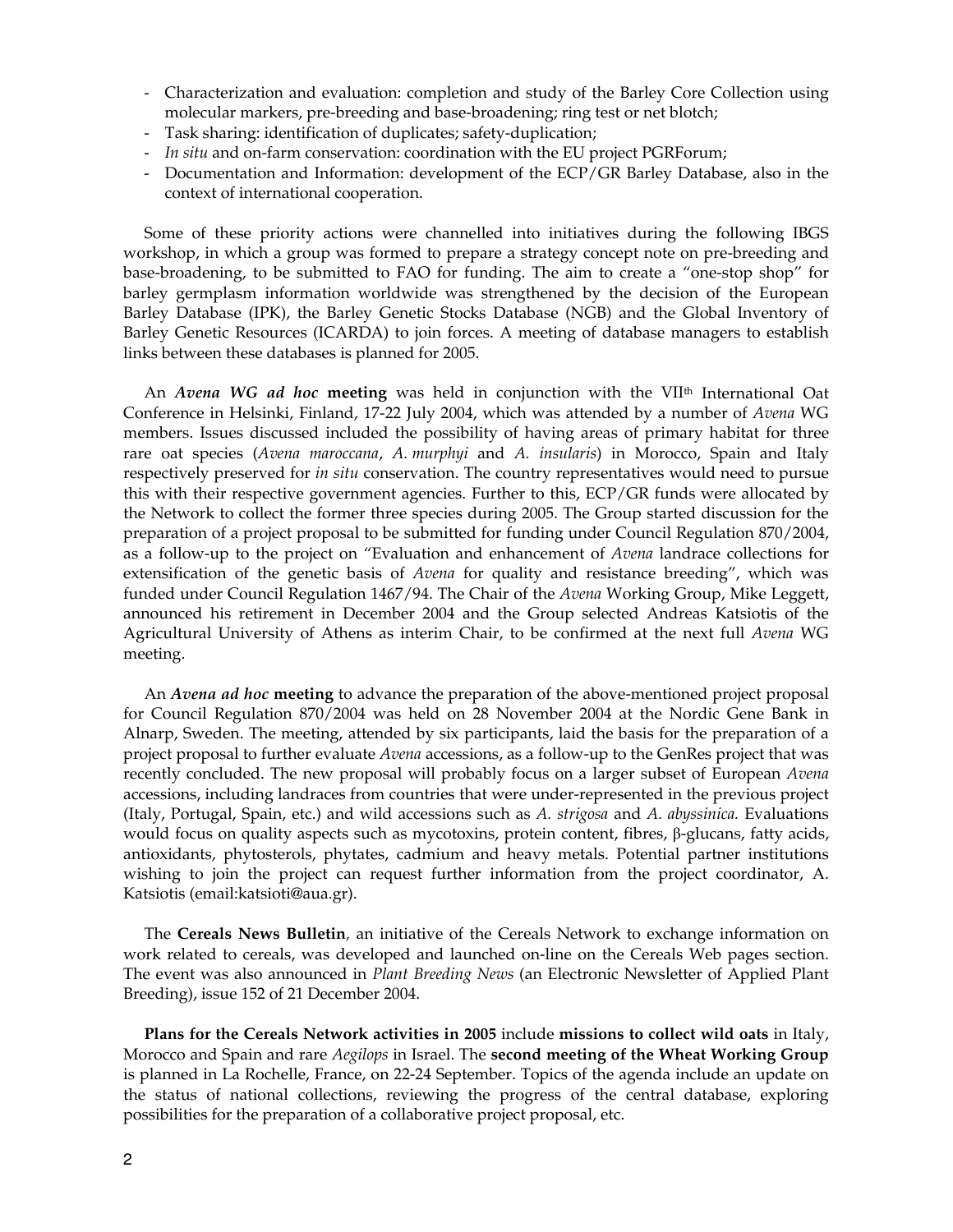- Characterization and evaluation: completion and study of the Barley Core Collection using molecular markers, pre-breeding and base-broadening; ring test or net blotch;
- Task sharing: identification of duplicates; safety-duplication;
- *In situ* and on-farm conservation: coordination with the EU project PGRForum;
- Documentation and Information: development of the ECP/GR Barley Database, also in the context of international cooperation.

Some of these priority actions were channelled into initiatives during the following IBGS workshop, in which a group was formed to prepare a strategy concept note on pre-breeding and base-broadening, to be submitted to FAO for funding. The aim to create a "one-stop shop" for barley germplasm information worldwide was strengthened by the decision of the European Barley Database (IPK), the Barley Genetic Stocks Database (NGB) and the Global Inventory of Barley Genetic Resources (ICARDA) to join forces. A meeting of database managers to establish links between these databases is planned for 2005.

An ***Avena* WG *ad hoc* meeting** was held in conjunction with the VII[th] International Oat Conference in Helsinki, Finland, 17-22 July 2004, which was attended by a number of *Avena* WG members. Issues discussed included the possibility of having areas of primary habitat for three rare oat species (*Avena maroccana*, *A. murphyi* and *A. insularis*) in Morocco, Spain and Italy respectively preserved for *in situ* conservation. The country representatives would need to pursue this with their respective government agencies. Further to this, ECP/GR funds were allocated by the Network to collect the former three species during 2005. The Group started discussion for the preparation of a project proposal to be submitted for funding under Council Regulation 870/2004, as a follow-up to the project on "Evaluation and enhancement of *Avena* landrace collections for extensification of the genetic basis of *Avena* for quality and resistance breeding", which was funded under Council Regulation 1467/94. The Chair of the *Avena* Working Group, Mike Leggett, announced his retirement in December 2004 and the Group selected Andreas Katsiotis of the Agricultural University of Athens as interim Chair, to be confirmed at the next full *Avena* WG meeting.

An ***Avena ad hoc* meeting** to advance the preparation of the above-mentioned project proposal for Council Regulation 870/2004 was held on 28 November 2004 at the Nordic Gene Bank in Alnarp, Sweden. The meeting, attended by six participants, laid the basis for the preparation of a project proposal to further evaluate *Avena* accessions, as a follow-up to the GenRes project that was recently concluded. The new proposal will probably focus on a larger subset of European *Avena* accessions, including landraces from countries that were under-represented in the previous project (Italy, Portugal, Spain, etc.) and wild accessions such as *A. strigosa* and *A. abyssinica.* Evaluations would focus on quality aspects such as mycotoxins, protein content, fibres, β-glucans, fatty acids, antioxidants, phytosterols, phytates, cadmium and heavy metals. Potential partner institutions wishing to join the project can request further information from the project coordinator, A. Katsiotis (email:katsioti@aua.gr).

The **Cereals News Bulletin**, an initiative of the Cereals Network to exchange information on work related to cereals, was developed and launched on-line on the Cereals Web pages section. The event was also announced in *Plant Breeding News* (an Electronic Newsletter of Applied Plant Breeding), issue 152 of 21 December 2004.

**Plans for the Cereals Network activities in 2005** include **missions to collect wild oats** in Italy, Morocco and Spain and rare *Aegilops* in Israel. The **second meeting of the Wheat Working Group** is planned in La Rochelle, France, on 22-24 September. Topics of the agenda include an update on the status of national collections, reviewing the progress of the central database, exploring possibilities for the preparation of a collaborative project proposal, etc.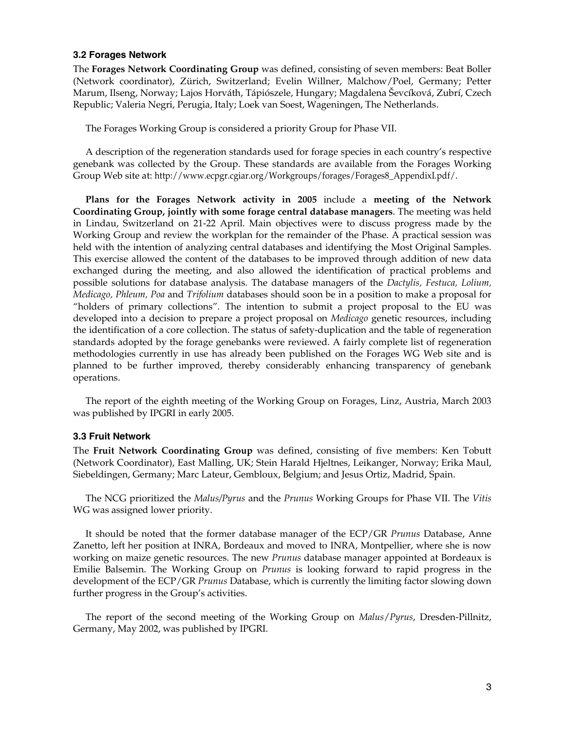### 3.2 Forages Network

The **Forages Network Coordinating Group** was defined, consisting of seven members: Beat Boller (Network coordinator), Zürich, Switzerland; Evelin Willner, Malchow/Poel, Germany; Petter Marum, Ilseng, Norway; Lajos Horváth, Tápiószele, Hungary; Magdalena Ševcíková, Zubrí, Czech Republic; Valeria Negri, Perugia, Italy; Loek van Soest, Wageningen, The Netherlands.

The Forages Working Group is considered a priority Group for Phase VII.

A description of the regeneration standards used for forage species in each country's respective genebank was collected by the Group. These standards are available from the Forages Working Group Web site at: http://www.ecpgr.cgiar.org/Workgroups/forages/Forages8_AppendixI.pdf/.

**Plans for the Forages Network activity in 2005** include a **meeting of the Network Coordinating Group, jointly with some forage central database managers**. The meeting was held in Lindau, Switzerland on 21-22 April. Main objectives were to discuss progress made by the Working Group and review the workplan for the remainder of the Phase. A practical session was held with the intention of analyzing central databases and identifying the Most Original Samples. This exercise allowed the content of the databases to be improved through addition of new data exchanged during the meeting, and also allowed the identification of practical problems and possible solutions for database analysis. The database managers of the *Dactylis, Festuca, Lolium, Medicago, Phleum, Poa* and *Trifolium* databases should soon be in a position to make a proposal for "holders of primary collections". The intention to submit a project proposal to the EU was developed into a decision to prepare a project proposal on *Medicago* genetic resources, including the identification of a core collection. The status of safety-duplication and the table of regeneration standards adopted by the forage genebanks were reviewed. A fairly complete list of regeneration methodologies currently in use has already been published on the Forages WG Web site and is planned to be further improved, thereby considerably enhancing transparency of genebank operations.

The report of the eighth meeting of the Working Group on Forages, Linz, Austria, March 2003 was published by IPGRI in early 2005.

### 3.3 Fruit Network

The **Fruit Network Coordinating Group** was defined, consisting of five members: Ken Tobutt (Network Coordinator), East Malling, UK; Stein Harald Hjeltnes, Leikanger, Norway; Erika Maul, Siebeldingen, Germany; Marc Lateur, Gembloux, Belgium; and Jesus Ortiz, Madrid, Spain.

The NCG prioritized the *Malus/Pyrus* and the *Prunus* Working Groups for Phase VII. The *Vitis* WG was assigned lower priority.

It should be noted that the former database manager of the ECP/GR *Prunus* Database, Anne Zanetto, left her position at INRA, Bordeaux and moved to INRA, Montpellier, where she is now working on maize genetic resources. The new *Prunus* database manager appointed at Bordeaux is Emilie Balsemin. The Working Group on *Prunus* is looking forward to rapid progress in the development of the ECP/GR *Prunus* Database, which is currently the limiting factor slowing down further progress in the Group's activities.

The report of the second meeting of the Working Group on *Malus*/*Pyrus*, Dresden-Pillnitz, Germany, May 2002, was published by IPGRI.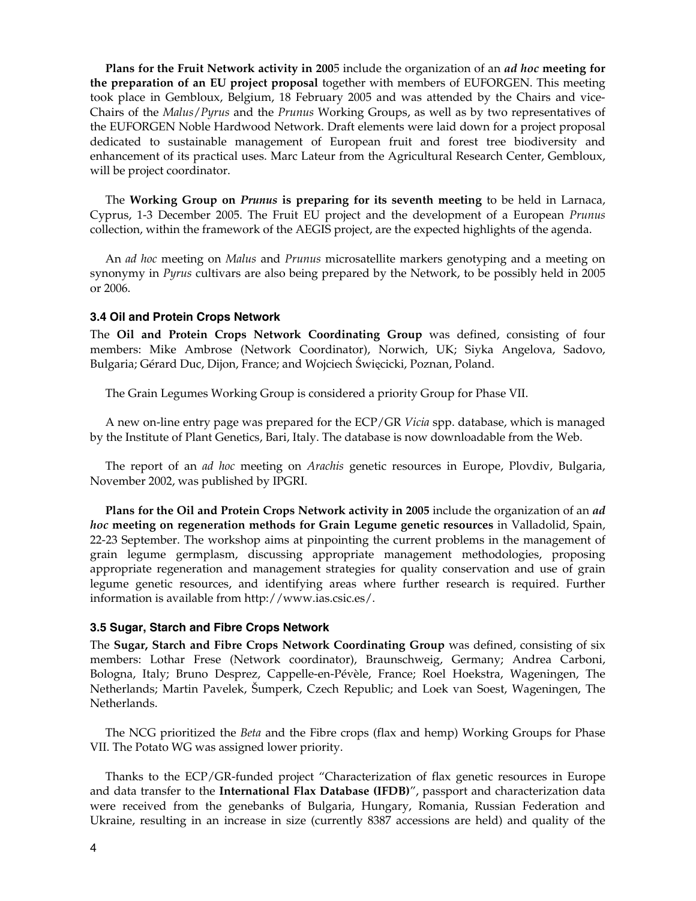**Plans for the Fruit Network activity in 2005** include the organization of an ***ad hoc*** **meeting for the preparation of an EU project proposal** together with members of EUFORGEN. This meeting took place in Gembloux, Belgium, 18 February 2005 and was attended by the Chairs and vice-Chairs of the *Malus*/*Pyrus* and the *Prunus* Working Groups, as well as by two representatives of the EUFORGEN Noble Hardwood Network. Draft elements were laid down for a project proposal dedicated to sustainable management of European fruit and forest tree biodiversity and enhancement of its practical uses. Marc Lateur from the Agricultural Research Center, Gembloux, will be project coordinator.

The **Working Group on *Prunus* is preparing for its seventh meeting** to be held in Larnaca, Cyprus, 1-3 December 2005. The Fruit EU project and the development of a European *Prunus* collection, within the framework of the AEGIS project, are the expected highlights of the agenda.

An *ad hoc* meeting on *Malus* and *Prunus* microsatellite markers genotyping and a meeting on synonymy in *Pyrus* cultivars are also being prepared by the Network, to be possibly held in 2005 or 2006.

### 3.4 Oil and Protein Crops Network

The **Oil and Protein Crops Network Coordinating Group** was defined, consisting of four members: Mike Ambrose (Network Coordinator), Norwich, UK; Siyka Angelova, Sadovo, Bulgaria; Gérard Duc, Dijon, France; and Wojciech Święcicki, Poznan, Poland.

The Grain Legumes Working Group is considered a priority Group for Phase VII.

A new on-line entry page was prepared for the ECP/GR *Vicia* spp. database, which is managed by the Institute of Plant Genetics, Bari, Italy. The database is now downloadable from the Web.

The report of an *ad hoc* meeting on *Arachis* genetic resources in Europe, Plovdiv, Bulgaria, November 2002, was published by IPGRI.

**Plans for the Oil and Protein Crops Network activity in 2005** include the organization of an ***ad hoc*** **meeting on regeneration methods for Grain Legume genetic resources** in Valladolid, Spain, 22-23 September. The workshop aims at pinpointing the current problems in the management of grain legume germplasm, discussing appropriate management methodologies, proposing appropriate regeneration and management strategies for quality conservation and use of grain legume genetic resources, and identifying areas where further research is required. Further information is available from http://www.ias.csic.es/.

### 3.5 Sugar, Starch and Fibre Crops Network

The **Sugar, Starch and Fibre Crops Network Coordinating Group** was defined, consisting of six members: Lothar Frese (Network coordinator), Braunschweig, Germany; Andrea Carboni, Bologna, Italy; Bruno Desprez, Cappelle-en-Pévèle, France; Roel Hoekstra, Wageningen, The Netherlands; Martin Pavelek, Šumperk, Czech Republic; and Loek van Soest, Wageningen, The Netherlands.

The NCG prioritized the *Beta* and the Fibre crops (flax and hemp) Working Groups for Phase VII. The Potato WG was assigned lower priority.

Thanks to the ECP/GR-funded project "Characterization of flax genetic resources in Europe and data transfer to the **International Flax Database (IFDB)**", passport and characterization data were received from the genebanks of Bulgaria, Hungary, Romania, Russian Federation and Ukraine, resulting in an increase in size (currently 8387 accessions are held) and quality of the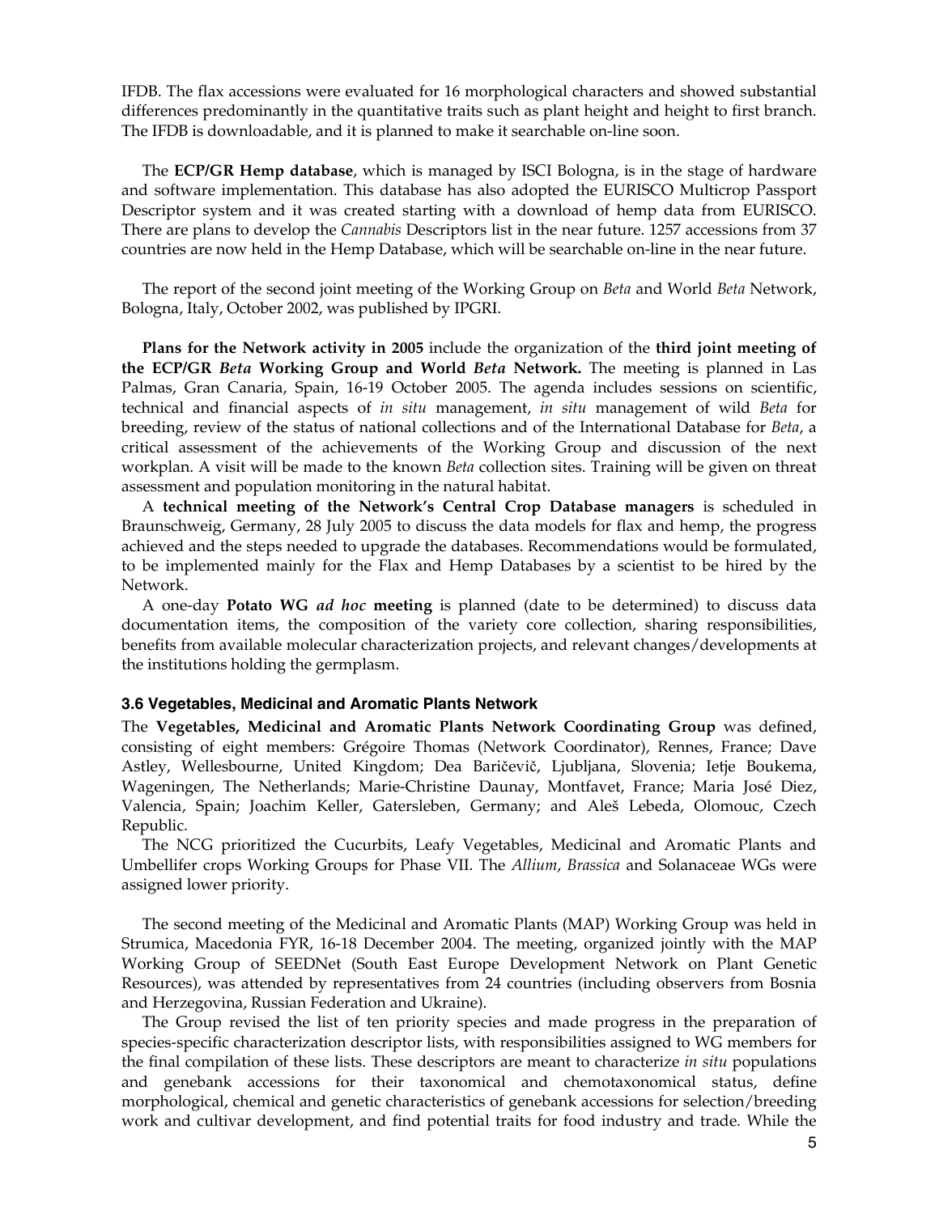IFDB. The flax accessions were evaluated for 16 morphological characters and showed substantial differences predominantly in the quantitative traits such as plant height and height to first branch. The IFDB is downloadable, and it is planned to make it searchable on-line soon.

The **ECP/GR Hemp database**, which is managed by ISCI Bologna, is in the stage of hardware and software implementation. This database has also adopted the EURISCO Multicrop Passport Descriptor system and it was created starting with a download of hemp data from EURISCO. There are plans to develop the *Cannabis* Descriptors list in the near future. 1257 accessions from 37 countries are now held in the Hemp Database, which will be searchable on-line in the near future.

The report of the second joint meeting of the Working Group on *Beta* and World *Beta* Network, Bologna, Italy, October 2002, was published by IPGRI.

**Plans for the Network activity in 2005** include the organization of the **third joint meeting of the ECP/GR *Beta* Working Group and World *Beta* Network.** The meeting is planned in Las Palmas, Gran Canaria, Spain, 16-19 October 2005. The agenda includes sessions on scientific, technical and financial aspects of *in situ* management, *in situ* management of wild *Beta* for breeding, review of the status of national collections and of the International Database for *Beta*, a critical assessment of the achievements of the Working Group and discussion of the next workplan. A visit will be made to the known *Beta* collection sites. Training will be given on threat assessment and population monitoring in the natural habitat.

A **technical meeting of the Network's Central Crop Database managers** is scheduled in Braunschweig, Germany, 28 July 2005 to discuss the data models for flax and hemp, the progress achieved and the steps needed to upgrade the databases. Recommendations would be formulated, to be implemented mainly for the Flax and Hemp Databases by a scientist to be hired by the Network.

A one-day **Potato WG *ad hoc* meeting** is planned (date to be determined) to discuss data documentation items, the composition of the variety core collection, sharing responsibilities, benefits from available molecular characterization projects, and relevant changes/developments at the institutions holding the germplasm.

### 3.6 Vegetables, Medicinal and Aromatic Plants Network

The **Vegetables, Medicinal and Aromatic Plants Network Coordinating Group** was defined, consisting of eight members: Grégoire Thomas (Network Coordinator), Rennes, France; Dave Astley, Wellesbourne, United Kingdom; Dea Baričevič, Ljubljana, Slovenia; Ietje Boukema, Wageningen, The Netherlands; Marie-Christine Daunay, Montfavet, France; Maria José Diez, Valencia, Spain; Joachim Keller, Gatersleben, Germany; and Aleš Lebeda, Olomouc, Czech Republic.

The NCG prioritized the Cucurbits, Leafy Vegetables, Medicinal and Aromatic Plants and Umbellifer crops Working Groups for Phase VII. The *Allium*, *Brassica* and Solanaceae WGs were assigned lower priority.

The second meeting of the Medicinal and Aromatic Plants (MAP) Working Group was held in Strumica, Macedonia FYR, 16-18 December 2004. The meeting, organized jointly with the MAP Working Group of SEEDNet (South East Europe Development Network on Plant Genetic Resources), was attended by representatives from 24 countries (including observers from Bosnia and Herzegovina, Russian Federation and Ukraine).

The Group revised the list of ten priority species and made progress in the preparation of species-specific characterization descriptor lists, with responsibilities assigned to WG members for the final compilation of these lists. These descriptors are meant to characterize *in situ* populations and genebank accessions for their taxonomical and chemotaxonomical status, define morphological, chemical and genetic characteristics of genebank accessions for selection/breeding work and cultivar development, and find potential traits for food industry and trade. While the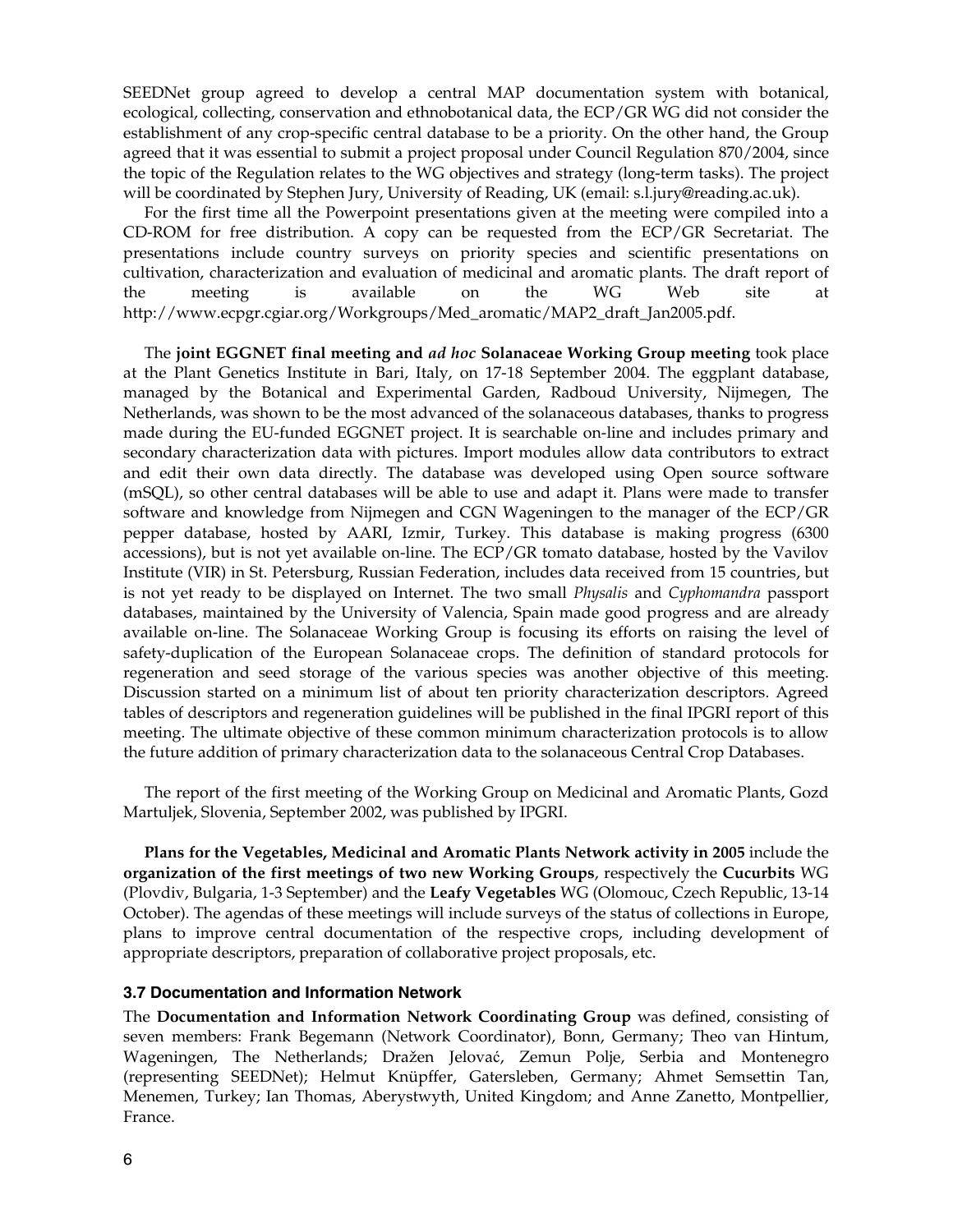SEEDNet group agreed to develop a central MAP documentation system with botanical, ecological, collecting, conservation and ethnobotanical data, the ECP/GR WG did not consider the establishment of any crop-specific central database to be a priority. On the other hand, the Group agreed that it was essential to submit a project proposal under Council Regulation 870/2004, since the topic of the Regulation relates to the WG objectives and strategy (long-term tasks). The project will be coordinated by Stephen Jury, University of Reading, UK (email: s.l.jury@reading.ac.uk).

For the first time all the Powerpoint presentations given at the meeting were compiled into a CD-ROM for free distribution. A copy can be requested from the ECP/GR Secretariat. The presentations include country surveys on priority species and scientific presentations on cultivation, characterization and evaluation of medicinal and aromatic plants. The draft report of the meeting is available on the WG Web site at http://www.ecpgr.cgiar.org/Workgroups/Med_aromatic/MAP2_draft_Jan2005.pdf.

The **joint EGGNET final meeting and *ad hoc* Solanaceae Working Group meeting** took place at the Plant Genetics Institute in Bari, Italy, on 17-18 September 2004. The eggplant database, managed by the Botanical and Experimental Garden, Radboud University, Nijmegen, The Netherlands, was shown to be the most advanced of the solanaceous databases, thanks to progress made during the EU-funded EGGNET project. It is searchable on-line and includes primary and secondary characterization data with pictures. Import modules allow data contributors to extract and edit their own data directly. The database was developed using Open source software (mSQL), so other central databases will be able to use and adapt it. Plans were made to transfer software and knowledge from Nijmegen and CGN Wageningen to the manager of the ECP/GR pepper database, hosted by AARI, Izmir, Turkey. This database is making progress (6300 accessions), but is not yet available on-line. The ECP/GR tomato database, hosted by the Vavilov Institute (VIR) in St. Petersburg, Russian Federation, includes data received from 15 countries, but is not yet ready to be displayed on Internet. The two small *Physalis* and *Cyphomandra* passport databases, maintained by the University of Valencia, Spain made good progress and are already available on-line. The Solanaceae Working Group is focusing its efforts on raising the level of safety-duplication of the European Solanaceae crops. The definition of standard protocols for regeneration and seed storage of the various species was another objective of this meeting. Discussion started on a minimum list of about ten priority characterization descriptors. Agreed tables of descriptors and regeneration guidelines will be published in the final IPGRI report of this meeting. The ultimate objective of these common minimum characterization protocols is to allow the future addition of primary characterization data to the solanaceous Central Crop Databases.

The report of the first meeting of the Working Group on Medicinal and Aromatic Plants, Gozd Martuljek, Slovenia, September 2002, was published by IPGRI.

**Plans for the Vegetables, Medicinal and Aromatic Plants Network activity in 2005** include the **organization of the first meetings of two new Working Groups**, respectively the **Cucurbits** WG (Plovdiv, Bulgaria, 1-3 September) and the **Leafy Vegetables** WG (Olomouc, Czech Republic, 13-14 October). The agendas of these meetings will include surveys of the status of collections in Europe, plans to improve central documentation of the respective crops, including development of appropriate descriptors, preparation of collaborative project proposals, etc.

### 3.7 Documentation and Information Network

The **Documentation and Information Network Coordinating Group** was defined, consisting of seven members: Frank Begemann (Network Coordinator), Bonn, Germany; Theo van Hintum, Wageningen, The Netherlands; Dražen Jelovać, Zemun Polje, Serbia and Montenegro (representing SEEDNet); Helmut Knüpffer, Gatersleben, Germany; Ahmet Semsettin Tan, Menemen, Turkey; Ian Thomas, Aberystwyth, United Kingdom; and Anne Zanetto, Montpellier, France.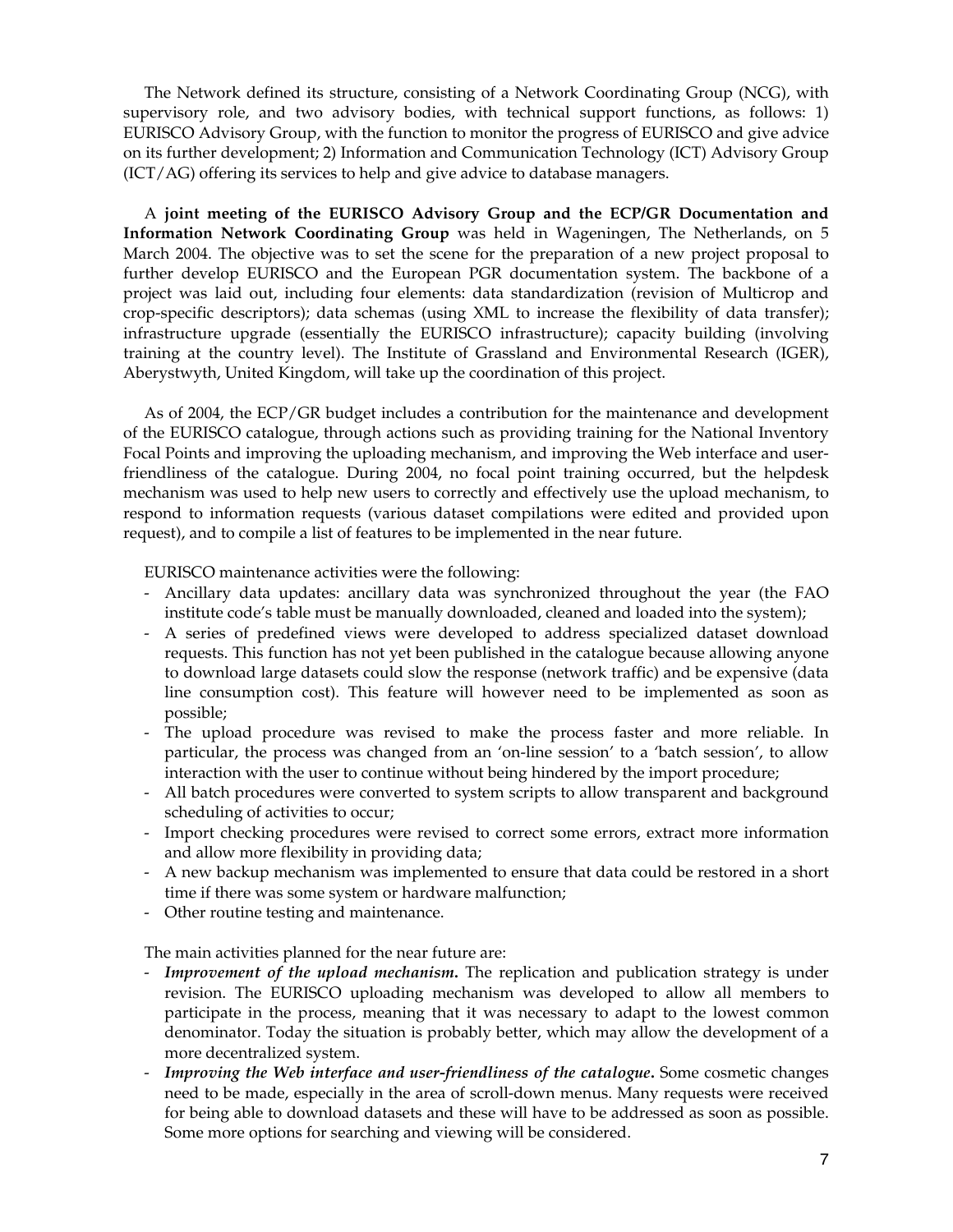The Network defined its structure, consisting of a Network Coordinating Group (NCG), with supervisory role, and two advisory bodies, with technical support functions, as follows: 1) EURISCO Advisory Group, with the function to monitor the progress of EURISCO and give advice on its further development; 2) Information and Communication Technology (ICT) Advisory Group (ICT/AG) offering its services to help and give advice to database managers.

A **joint meeting of the EURISCO Advisory Group and the ECP/GR Documentation and Information Network Coordinating Group** was held in Wageningen, The Netherlands, on 5 March 2004. The objective was to set the scene for the preparation of a new project proposal to further develop EURISCO and the European PGR documentation system. The backbone of a project was laid out, including four elements: data standardization (revision of Multicrop and crop-specific descriptors); data schemas (using XML to increase the flexibility of data transfer); infrastructure upgrade (essentially the EURISCO infrastructure); capacity building (involving training at the country level). The Institute of Grassland and Environmental Research (IGER), Aberystwyth, United Kingdom, will take up the coordination of this project.

As of 2004, the ECP/GR budget includes a contribution for the maintenance and development of the EURISCO catalogue, through actions such as providing training for the National Inventory Focal Points and improving the uploading mechanism, and improving the Web interface and user-friendliness of the catalogue. During 2004, no focal point training occurred, but the helpdesk mechanism was used to help new users to correctly and effectively use the upload mechanism, to respond to information requests (various dataset compilations were edited and provided upon request), and to compile a list of features to be implemented in the near future.

EURISCO maintenance activities were the following:

- Ancillary data updates: ancillary data was synchronized throughout the year (the FAO institute code's table must be manually downloaded, cleaned and loaded into the system);
- A series of predefined views were developed to address specialized dataset download requests. This function has not yet been published in the catalogue because allowing anyone to download large datasets could slow the response (network traffic) and be expensive (data line consumption cost). This feature will however need to be implemented as soon as possible;
- The upload procedure was revised to make the process faster and more reliable. In particular, the process was changed from an 'on-line session' to a 'batch session', to allow interaction with the user to continue without being hindered by the import procedure;
- All batch procedures were converted to system scripts to allow transparent and background scheduling of activities to occur;
- Import checking procedures were revised to correct some errors, extract more information and allow more flexibility in providing data;
- A new backup mechanism was implemented to ensure that data could be restored in a short time if there was some system or hardware malfunction;
- Other routine testing and maintenance.

The main activities planned for the near future are:

- ***Improvement of the upload mechanism.*** The replication and publication strategy is under revision. The EURISCO uploading mechanism was developed to allow all members to participate in the process, meaning that it was necessary to adapt to the lowest common denominator. Today the situation is probably better, which may allow the development of a more decentralized system.
- ***Improving the Web interface and user-friendliness of the catalogue.*** Some cosmetic changes need to be made, especially in the area of scroll-down menus. Many requests were received for being able to download datasets and these will have to be addressed as soon as possible. Some more options for searching and viewing will be considered.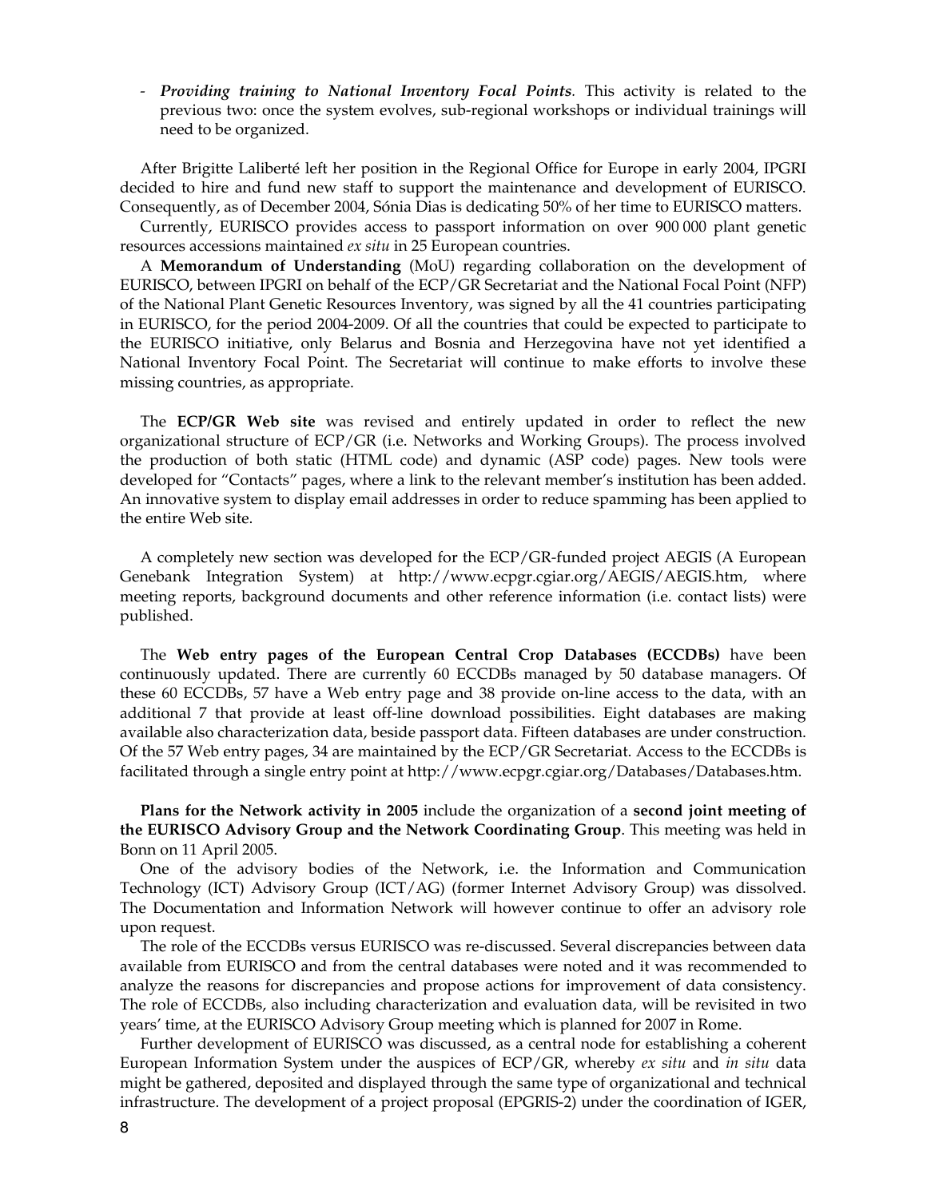- ***Providing training to National Inventory Focal Points**.* This activity is related to the previous two: once the system evolves, sub-regional workshops or individual trainings will need to be organized.

After Brigitte Laliberté left her position in the Regional Office for Europe in early 2004, IPGRI decided to hire and fund new staff to support the maintenance and development of EURISCO. Consequently, as of December 2004, Sónia Dias is dedicating 50% of her time to EURISCO matters.

Currently, EURISCO provides access to passport information on over 900 000 plant genetic resources accessions maintained *ex situ* in 25 European countries.

A **Memorandum of Understanding** (MoU) regarding collaboration on the development of EURISCO, between IPGRI on behalf of the ECP/GR Secretariat and the National Focal Point (NFP) of the National Plant Genetic Resources Inventory, was signed by all the 41 countries participating in EURISCO, for the period 2004-2009. Of all the countries that could be expected to participate to the EURISCO initiative, only Belarus and Bosnia and Herzegovina have not yet identified a National Inventory Focal Point. The Secretariat will continue to make efforts to involve these missing countries, as appropriate.

The **ECP/GR Web site** was revised and entirely updated in order to reflect the new organizational structure of ECP/GR (i.e. Networks and Working Groups). The process involved the production of both static (HTML code) and dynamic (ASP code) pages. New tools were developed for "Contacts" pages, where a link to the relevant member's institution has been added. An innovative system to display email addresses in order to reduce spamming has been applied to the entire Web site.

A completely new section was developed for the ECP/GR-funded project AEGIS (A European Genebank Integration System) at http://www.ecpgr.cgiar.org/AEGIS/AEGIS.htm, where meeting reports, background documents and other reference information (i.e. contact lists) were published.

The **Web entry pages of the European Central Crop Databases (ECCDBs)** have been continuously updated. There are currently 60 ECCDBs managed by 50 database managers. Of these 60 ECCDBs, 57 have a Web entry page and 38 provide on-line access to the data, with an additional 7 that provide at least off-line download possibilities. Eight databases are making available also characterization data, beside passport data. Fifteen databases are under construction. Of the 57 Web entry pages, 34 are maintained by the ECP/GR Secretariat. Access to the ECCDBs is facilitated through a single entry point at http://www.ecpgr.cgiar.org/Databases/Databases.htm.

**Plans for the Network activity in 2005** include the organization of a **second joint meeting of the EURISCO Advisory Group and the Network Coordinating Group**. This meeting was held in Bonn on 11 April 2005.

One of the advisory bodies of the Network, i.e. the Information and Communication Technology (ICT) Advisory Group (ICT/AG) (former Internet Advisory Group) was dissolved. The Documentation and Information Network will however continue to offer an advisory role upon request.

The role of the ECCDBs versus EURISCO was re-discussed. Several discrepancies between data available from EURISCO and from the central databases were noted and it was recommended to analyze the reasons for discrepancies and propose actions for improvement of data consistency. The role of ECCDBs, also including characterization and evaluation data, will be revisited in two years' time, at the EURISCO Advisory Group meeting which is planned for 2007 in Rome.

Further development of EURISCO was discussed, as a central node for establishing a coherent European Information System under the auspices of ECP/GR, whereby *ex situ* and *in situ* data might be gathered, deposited and displayed through the same type of organizational and technical infrastructure. The development of a project proposal (EPGRIS-2) under the coordination of IGER,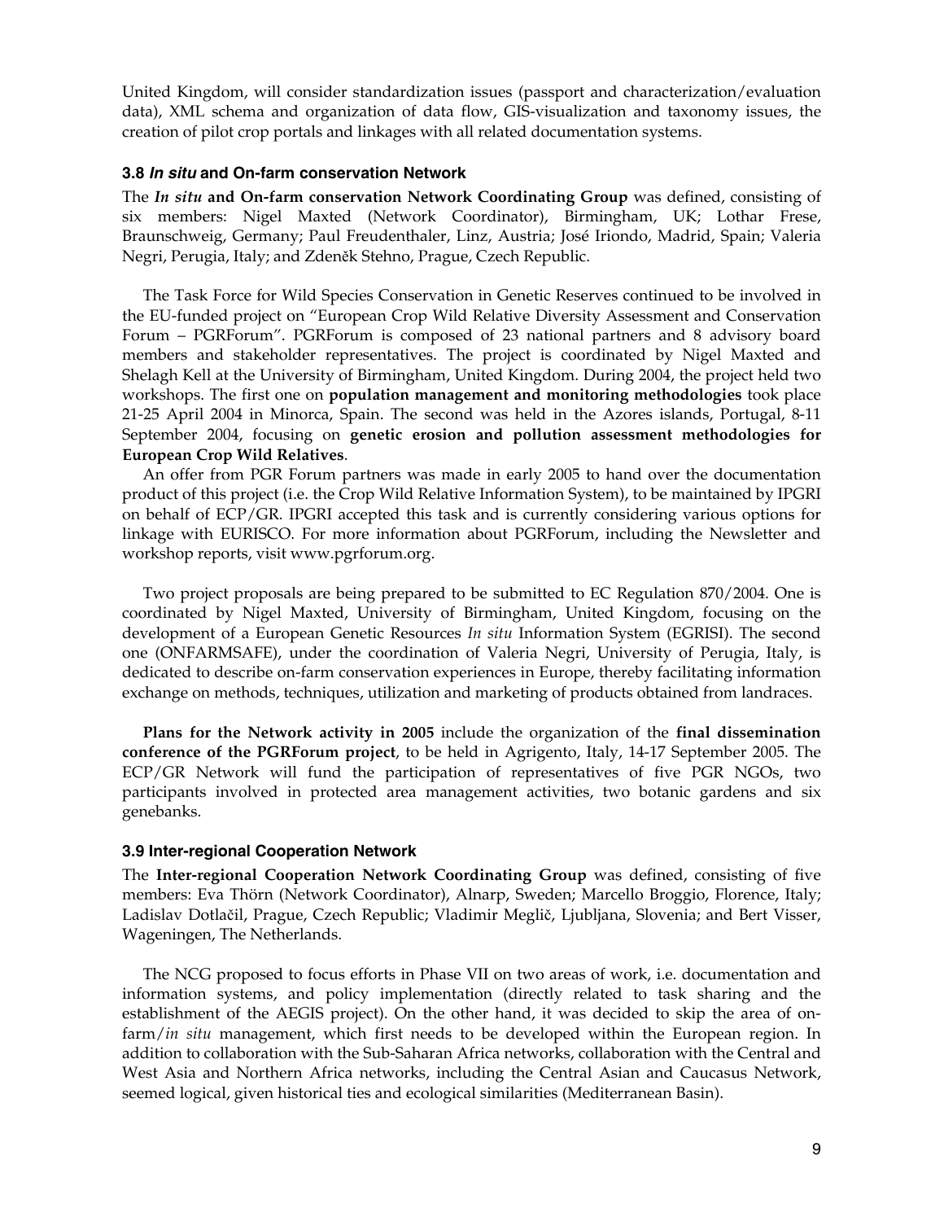United Kingdom, will consider standardization issues (passport and characterization/evaluation data), XML schema and organization of data flow, GIS-visualization and taxonomy issues, the creation of pilot crop portals and linkages with all related documentation systems.

### 3.8 *In situ* and On-farm conservation Network

The ***In situ* and On-farm conservation Network Coordinating Group** was defined, consisting of six members: Nigel Maxted (Network Coordinator), Birmingham, UK; Lothar Frese, Braunschweig, Germany; Paul Freudenthaler, Linz, Austria; José Iriondo, Madrid, Spain; Valeria Negri, Perugia, Italy; and Zdeněk Stehno, Prague, Czech Republic.

The Task Force for Wild Species Conservation in Genetic Reserves continued to be involved in the EU-funded project on "European Crop Wild Relative Diversity Assessment and Conservation Forum – PGRForum". PGRForum is composed of 23 national partners and 8 advisory board members and stakeholder representatives. The project is coordinated by Nigel Maxted and Shelagh Kell at the University of Birmingham, United Kingdom. During 2004, the project held two workshops. The first one on **population management and monitoring methodologies** took place 21-25 April 2004 in Minorca, Spain. The second was held in the Azores islands, Portugal, 8-11 September 2004, focusing on **genetic erosion and pollution assessment methodologies for European Crop Wild Relatives**.

An offer from PGR Forum partners was made in early 2005 to hand over the documentation product of this project (i.e. the Crop Wild Relative Information System), to be maintained by IPGRI on behalf of ECP/GR. IPGRI accepted this task and is currently considering various options for linkage with EURISCO. For more information about PGRForum, including the Newsletter and workshop reports, visit www.pgrforum.org.

Two project proposals are being prepared to be submitted to EC Regulation 870/2004. One is coordinated by Nigel Maxted, University of Birmingham, United Kingdom, focusing on the development of a European Genetic Resources *In situ* Information System (EGRISI). The second one (ONFARMSAFE), under the coordination of Valeria Negri, University of Perugia, Italy, is dedicated to describe on-farm conservation experiences in Europe, thereby facilitating information exchange on methods, techniques, utilization and marketing of products obtained from landraces.

**Plans for the Network activity in 2005** include the organization of the **final dissemination conference of the PGRForum project**, to be held in Agrigento, Italy, 14-17 September 2005. The ECP/GR Network will fund the participation of representatives of five PGR NGOs, two participants involved in protected area management activities, two botanic gardens and six genebanks.

### 3.9 Inter-regional Cooperation Network

The **Inter-regional Cooperation Network Coordinating Group** was defined, consisting of five members: Eva Thörn (Network Coordinator), Alnarp, Sweden; Marcello Broggio, Florence, Italy; Ladislav Dotlačil, Prague, Czech Republic; Vladimir Meglič, Ljubljana, Slovenia; and Bert Visser, Wageningen, The Netherlands.

The NCG proposed to focus efforts in Phase VII on two areas of work, i.e. documentation and information systems, and policy implementation (directly related to task sharing and the establishment of the AEGIS project). On the other hand, it was decided to skip the area of on-farm/*in situ* management, which first needs to be developed within the European region. In addition to collaboration with the Sub-Saharan Africa networks, collaboration with the Central and West Asia and Northern Africa networks, including the Central Asian and Caucasus Network, seemed logical, given historical ties and ecological similarities (Mediterranean Basin).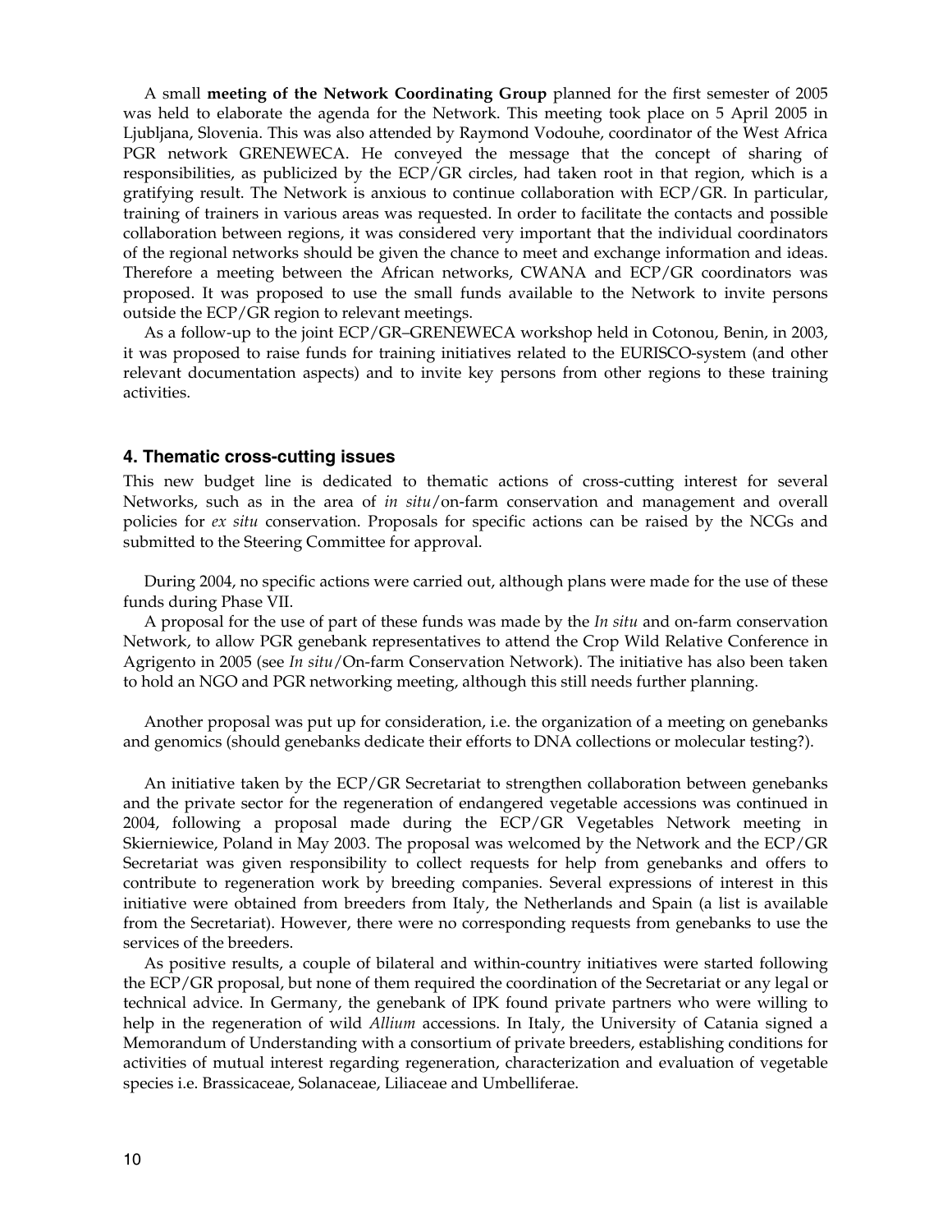A small **meeting of the Network Coordinating Group** planned for the first semester of 2005 was held to elaborate the agenda for the Network. This meeting took place on 5 April 2005 in Ljubljana, Slovenia. This was also attended by Raymond Vodouhe, coordinator of the West Africa PGR network GRENEWECA. He conveyed the message that the concept of sharing of responsibilities, as publicized by the ECP/GR circles, had taken root in that region, which is a gratifying result. The Network is anxious to continue collaboration with ECP/GR. In particular, training of trainers in various areas was requested. In order to facilitate the contacts and possible collaboration between regions, it was considered very important that the individual coordinators of the regional networks should be given the chance to meet and exchange information and ideas. Therefore a meeting between the African networks, CWANA and ECP/GR coordinators was proposed. It was proposed to use the small funds available to the Network to invite persons outside the ECP/GR region to relevant meetings.

As a follow-up to the joint ECP/GR–GRENEWECA workshop held in Cotonou, Benin, in 2003, it was proposed to raise funds for training initiatives related to the EURISCO-system (and other relevant documentation aspects) and to invite key persons from other regions to these training activities.

### 4. Thematic cross-cutting issues

This new budget line is dedicated to thematic actions of cross-cutting interest for several Networks, such as in the area of *in situ*/on-farm conservation and management and overall policies for *ex situ* conservation. Proposals for specific actions can be raised by the NCGs and submitted to the Steering Committee for approval.

During 2004, no specific actions were carried out, although plans were made for the use of these funds during Phase VII.

A proposal for the use of part of these funds was made by the *In situ* and on-farm conservation Network, to allow PGR genebank representatives to attend the Crop Wild Relative Conference in Agrigento in 2005 (see *In situ*/On-farm Conservation Network). The initiative has also been taken to hold an NGO and PGR networking meeting, although this still needs further planning.

Another proposal was put up for consideration, i.e. the organization of a meeting on genebanks and genomics (should genebanks dedicate their efforts to DNA collections or molecular testing?).

An initiative taken by the ECP/GR Secretariat to strengthen collaboration between genebanks and the private sector for the regeneration of endangered vegetable accessions was continued in 2004, following a proposal made during the ECP/GR Vegetables Network meeting in Skierniewice, Poland in May 2003. The proposal was welcomed by the Network and the ECP/GR Secretariat was given responsibility to collect requests for help from genebanks and offers to contribute to regeneration work by breeding companies. Several expressions of interest in this initiative were obtained from breeders from Italy, the Netherlands and Spain (a list is available from the Secretariat). However, there were no corresponding requests from genebanks to use the services of the breeders.

As positive results, a couple of bilateral and within-country initiatives were started following the ECP/GR proposal, but none of them required the coordination of the Secretariat or any legal or technical advice. In Germany, the genebank of IPK found private partners who were willing to help in the regeneration of wild *Allium* accessions. In Italy, the University of Catania signed a Memorandum of Understanding with a consortium of private breeders, establishing conditions for activities of mutual interest regarding regeneration, characterization and evaluation of vegetable species i.e. Brassicaceae, Solanaceae, Liliaceae and Umbelliferae.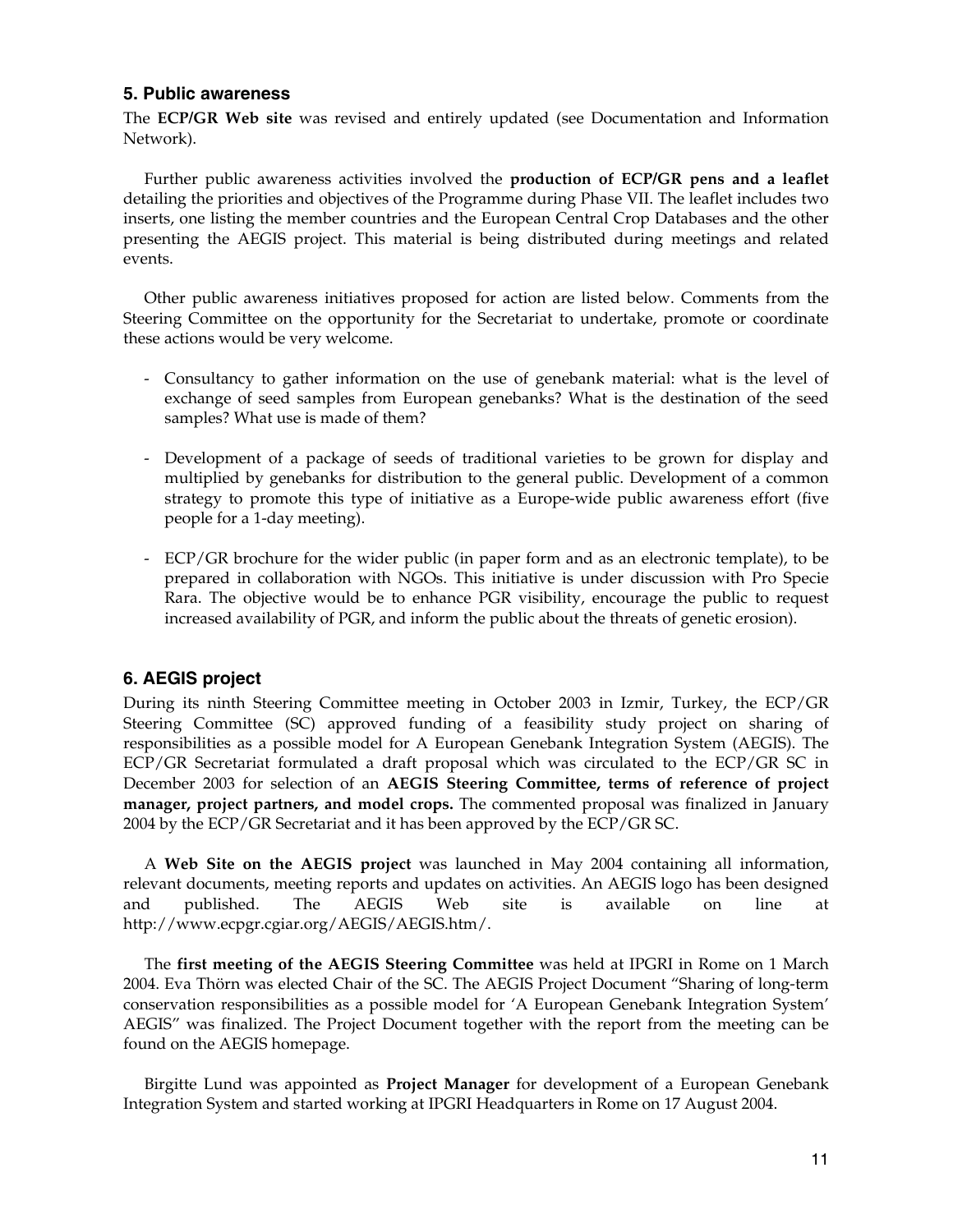## 5. Public awareness

The **ECP/GR Web site** was revised and entirely updated (see Documentation and Information Network).

Further public awareness activities involved the **production of ECP/GR pens and a leaflet** detailing the priorities and objectives of the Programme during Phase VII. The leaflet includes two inserts, one listing the member countries and the European Central Crop Databases and the other presenting the AEGIS project. This material is being distributed during meetings and related events.

Other public awareness initiatives proposed for action are listed below. Comments from the Steering Committee on the opportunity for the Secretariat to undertake, promote or coordinate these actions would be very welcome.

- Consultancy to gather information on the use of genebank material: what is the level of exchange of seed samples from European genebanks? What is the destination of the seed samples? What use is made of them?
- Development of a package of seeds of traditional varieties to be grown for display and multiplied by genebanks for distribution to the general public. Development of a common strategy to promote this type of initiative as a Europe-wide public awareness effort (five people for a 1-day meeting).
- ECP/GR brochure for the wider public (in paper form and as an electronic template), to be prepared in collaboration with NGOs. This initiative is under discussion with Pro Specie Rara. The objective would be to enhance PGR visibility, encourage the public to request increased availability of PGR, and inform the public about the threats of genetic erosion).

## 6. AEGIS project

During its ninth Steering Committee meeting in October 2003 in Izmir, Turkey, the ECP/GR Steering Committee (SC) approved funding of a feasibility study project on sharing of responsibilities as a possible model for A European Genebank Integration System (AEGIS). The ECP/GR Secretariat formulated a draft proposal which was circulated to the ECP/GR SC in December 2003 for selection of an **AEGIS Steering Committee, terms of reference of project manager, project partners, and model crops.** The commented proposal was finalized in January 2004 by the ECP/GR Secretariat and it has been approved by the ECP/GR SC.

A **Web Site on the AEGIS project** was launched in May 2004 containing all information, relevant documents, meeting reports and updates on activities. An AEGIS logo has been designed and published. The AEGIS Web site is available on line at http://www.ecpgr.cgiar.org/AEGIS/AEGIS.htm/.

The **first meeting of the AEGIS Steering Committee** was held at IPGRI in Rome on 1 March 2004. Eva Thörn was elected Chair of the SC. The AEGIS Project Document "Sharing of long-term conservation responsibilities as a possible model for 'A European Genebank Integration System' AEGIS" was finalized. The Project Document together with the report from the meeting can be found on the AEGIS homepage.

Birgitte Lund was appointed as **Project Manager** for development of a European Genebank Integration System and started working at IPGRI Headquarters in Rome on 17 August 2004.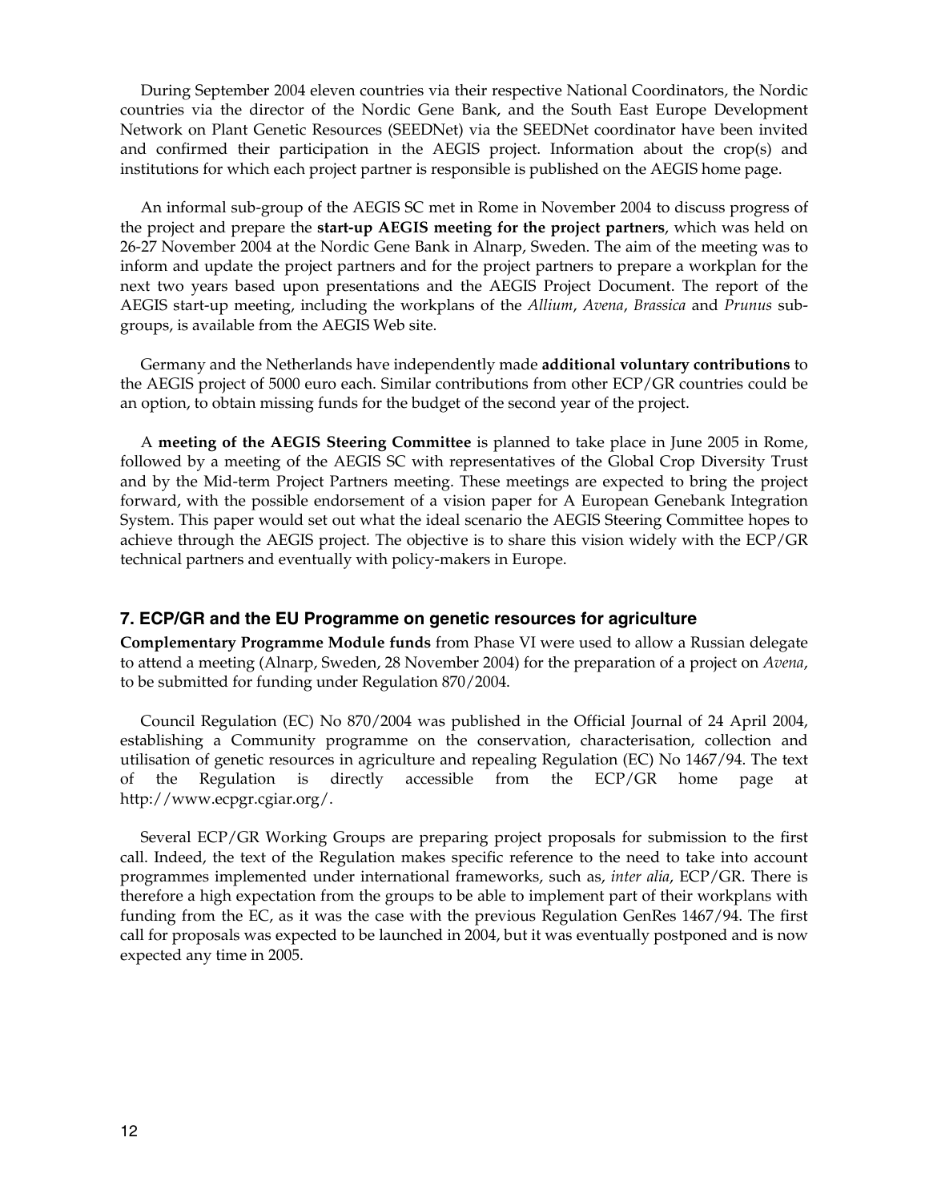During September 2004 eleven countries via their respective National Coordinators, the Nordic countries via the director of the Nordic Gene Bank, and the South East Europe Development Network on Plant Genetic Resources (SEEDNet) via the SEEDNet coordinator have been invited and confirmed their participation in the AEGIS project. Information about the crop(s) and institutions for which each project partner is responsible is published on the AEGIS home page.

An informal sub-group of the AEGIS SC met in Rome in November 2004 to discuss progress of the project and prepare the **start-up AEGIS meeting for the project partners**, which was held on 26-27 November 2004 at the Nordic Gene Bank in Alnarp, Sweden. The aim of the meeting was to inform and update the project partners and for the project partners to prepare a workplan for the next two years based upon presentations and the AEGIS Project Document. The report of the AEGIS start-up meeting, including the workplans of the *Allium*, *Avena*, *Brassica* and *Prunus* sub-groups, is available from the AEGIS Web site.

Germany and the Netherlands have independently made **additional voluntary contributions** to the AEGIS project of 5000 euro each. Similar contributions from other ECP/GR countries could be an option, to obtain missing funds for the budget of the second year of the project.

A **meeting of the AEGIS Steering Committee** is planned to take place in June 2005 in Rome, followed by a meeting of the AEGIS SC with representatives of the Global Crop Diversity Trust and by the Mid-term Project Partners meeting. These meetings are expected to bring the project forward, with the possible endorsement of a vision paper for A European Genebank Integration System. This paper would set out what the ideal scenario the AEGIS Steering Committee hopes to achieve through the AEGIS project. The objective is to share this vision widely with the ECP/GR technical partners and eventually with policy-makers in Europe.

## 7. ECP/GR and the EU Programme on genetic resources for agriculture

**Complementary Programme Module funds** from Phase VI were used to allow a Russian delegate to attend a meeting (Alnarp, Sweden, 28 November 2004) for the preparation of a project on *Avena*, to be submitted for funding under Regulation 870/2004.

Council Regulation (EC) No 870/2004 was published in the Official Journal of 24 April 2004, establishing a Community programme on the conservation, characterisation, collection and utilisation of genetic resources in agriculture and repealing Regulation (EC) No 1467/94. The text of the Regulation is directly accessible from the ECP/GR home page at http://www.ecpgr.cgiar.org/.

Several ECP/GR Working Groups are preparing project proposals for submission to the first call. Indeed, the text of the Regulation makes specific reference to the need to take into account programmes implemented under international frameworks, such as, *inter alia*, ECP/GR. There is therefore a high expectation from the groups to be able to implement part of their workplans with funding from the EC, as it was the case with the previous Regulation GenRes 1467/94. The first call for proposals was expected to be launched in 2004, but it was eventually postponed and is now expected any time in 2005.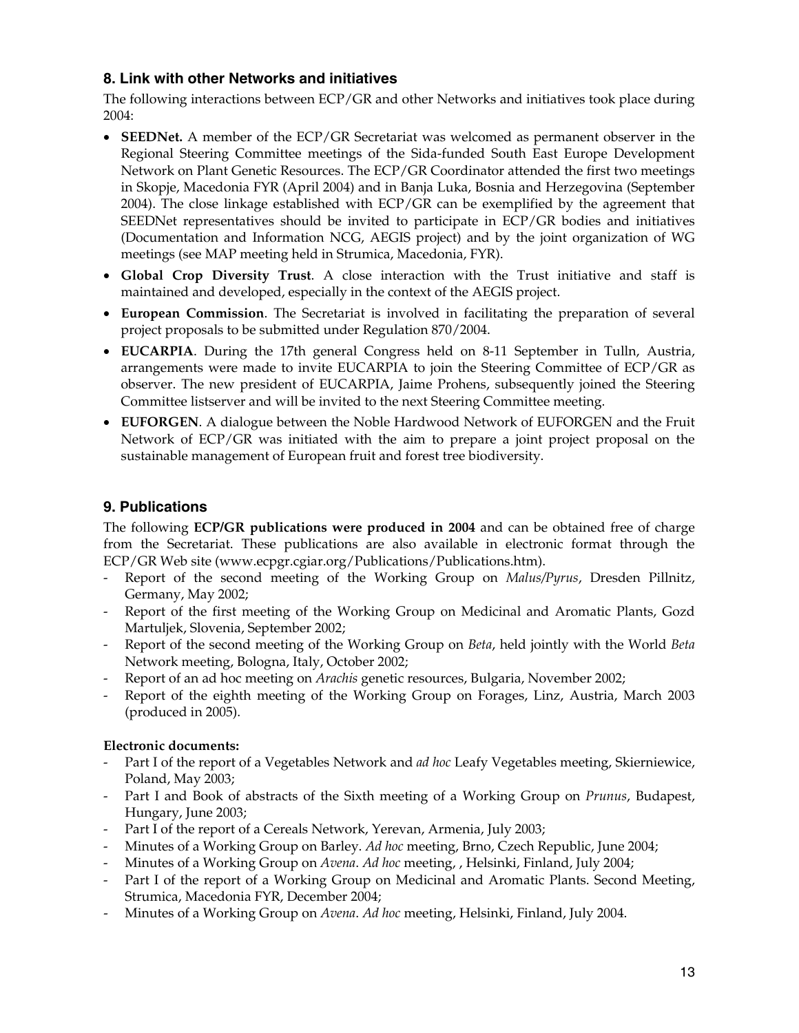## 8. Link with other Networks and initiatives

The following interactions between ECP/GR and other Networks and initiatives took place during 2004:

- **SEEDNet.** A member of the ECP/GR Secretariat was welcomed as permanent observer in the Regional Steering Committee meetings of the Sida-funded South East Europe Development Network on Plant Genetic Resources. The ECP/GR Coordinator attended the first two meetings in Skopje, Macedonia FYR (April 2004) and in Banja Luka, Bosnia and Herzegovina (September 2004). The close linkage established with ECP/GR can be exemplified by the agreement that SEEDNet representatives should be invited to participate in ECP/GR bodies and initiatives (Documentation and Information NCG, AEGIS project) and by the joint organization of WG meetings (see MAP meeting held in Strumica, Macedonia, FYR).
- **Global Crop Diversity Trust**. A close interaction with the Trust initiative and staff is maintained and developed, especially in the context of the AEGIS project.
- **European Commission**. The Secretariat is involved in facilitating the preparation of several project proposals to be submitted under Regulation 870/2004.
- **EUCARPIA**. During the 17th general Congress held on 8-11 September in Tulln, Austria, arrangements were made to invite EUCARPIA to join the Steering Committee of ECP/GR as observer. The new president of EUCARPIA, Jaime Prohens, subsequently joined the Steering Committee listserver and will be invited to the next Steering Committee meeting.
- **EUFORGEN**. A dialogue between the Noble Hardwood Network of EUFORGEN and the Fruit Network of ECP/GR was initiated with the aim to prepare a joint project proposal on the sustainable management of European fruit and forest tree biodiversity.

## 9. Publications

The following **ECP/GR publications were produced in 2004** and can be obtained free of charge from the Secretariat. These publications are also available in electronic format through the ECP/GR Web site (www.ecpgr.cgiar.org/Publications/Publications.htm).

- Report of the second meeting of the Working Group on *Malus/Pyrus*, Dresden Pillnitz, Germany, May 2002;
- Report of the first meeting of the Working Group on Medicinal and Aromatic Plants, Gozd Martuljek, Slovenia, September 2002;
- Report of the second meeting of the Working Group on *Beta*, held jointly with the World *Beta* Network meeting, Bologna, Italy, October 2002;
- Report of an ad hoc meeting on *Arachis* genetic resources, Bulgaria, November 2002;
- Report of the eighth meeting of the Working Group on Forages, Linz, Austria, March 2003 (produced in 2005).

**Electronic documents:**

- Part I of the report of a Vegetables Network and *ad hoc* Leafy Vegetables meeting, Skierniewice, Poland, May 2003;
- Part I and Book of abstracts of the Sixth meeting of a Working Group on *Prunus*, Budapest, Hungary, June 2003;
- Part I of the report of a Cereals Network, Yerevan, Armenia, July 2003;
- Minutes of a Working Group on Barley. *Ad hoc* meeting, Brno, Czech Republic, June 2004;
- Minutes of a Working Group on *Avena*. *Ad hoc* meeting, , Helsinki, Finland, July 2004;
- Part I of the report of a Working Group on Medicinal and Aromatic Plants. Second Meeting, Strumica, Macedonia FYR, December 2004;
- Minutes of a Working Group on *Avena*. *Ad hoc* meeting, Helsinki, Finland, July 2004.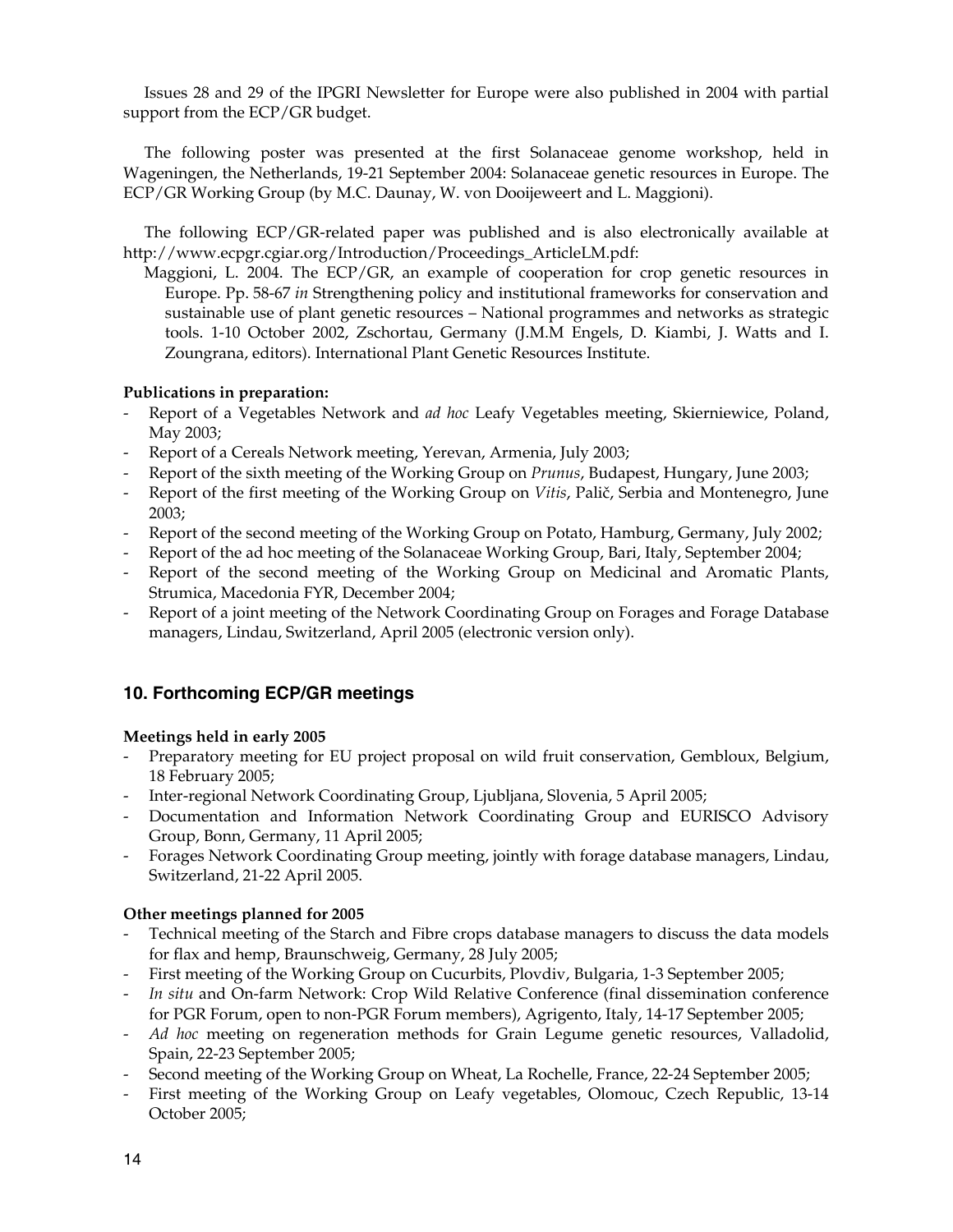Issues 28 and 29 of the IPGRI Newsletter for Europe were also published in 2004 with partial support from the ECP/GR budget.

The following poster was presented at the first Solanaceae genome workshop, held in Wageningen, the Netherlands, 19-21 September 2004: Solanaceae genetic resources in Europe. The ECP/GR Working Group (by M.C. Daunay, W. von Dooijeweert and L. Maggioni).

The following ECP/GR-related paper was published and is also electronically available at http://www.ecpgr.cgiar.org/Introduction/Proceedings_ArticleLM.pdf:

Maggioni, L. 2004. The ECP/GR, an example of cooperation for crop genetic resources in Europe. Pp. 58-67 *in* Strengthening policy and institutional frameworks for conservation and sustainable use of plant genetic resources – National programmes and networks as strategic tools. 1-10 October 2002, Zschortau, Germany (J.M.M Engels, D. Kiambi, J. Watts and I. Zoungrana, editors). International Plant Genetic Resources Institute.

**Publications in preparation:**

- Report of a Vegetables Network and *ad hoc* Leafy Vegetables meeting, Skierniewice, Poland, May 2003;
- Report of a Cereals Network meeting, Yerevan, Armenia, July 2003;
- Report of the sixth meeting of the Working Group on *Prunus*, Budapest, Hungary, June 2003;
- Report of the first meeting of the Working Group on *Vitis*, Palič, Serbia and Montenegro, June 2003;
- Report of the second meeting of the Working Group on Potato, Hamburg, Germany, July 2002;
- Report of the ad hoc meeting of the Solanaceae Working Group, Bari, Italy, September 2004;
- Report of the second meeting of the Working Group on Medicinal and Aromatic Plants, Strumica, Macedonia FYR, December 2004;
- Report of a joint meeting of the Network Coordinating Group on Forages and Forage Database managers, Lindau, Switzerland, April 2005 (electronic version only).

## 10. Forthcoming ECP/GR meetings

**Meetings held in early 2005**

- Preparatory meeting for EU project proposal on wild fruit conservation, Gembloux, Belgium, 18 February 2005;
- Inter-regional Network Coordinating Group, Ljubljana, Slovenia, 5 April 2005;
- Documentation and Information Network Coordinating Group and EURISCO Advisory Group, Bonn, Germany, 11 April 2005;
- Forages Network Coordinating Group meeting, jointly with forage database managers, Lindau, Switzerland, 21-22 April 2005.

**Other meetings planned for 2005**

- Technical meeting of the Starch and Fibre crops database managers to discuss the data models for flax and hemp, Braunschweig, Germany, 28 July 2005;
- First meeting of the Working Group on Cucurbits, Plovdiv, Bulgaria, 1-3 September 2005;
- *In situ* and On-farm Network: Crop Wild Relative Conference (final dissemination conference for PGR Forum, open to non-PGR Forum members), Agrigento, Italy, 14-17 September 2005;
- *Ad hoc* meeting on regeneration methods for Grain Legume genetic resources, Valladolid, Spain, 22-23 September 2005;
- Second meeting of the Working Group on Wheat, La Rochelle, France, 22-24 September 2005;
- First meeting of the Working Group on Leafy vegetables, Olomouc, Czech Republic, 13-14 October 2005;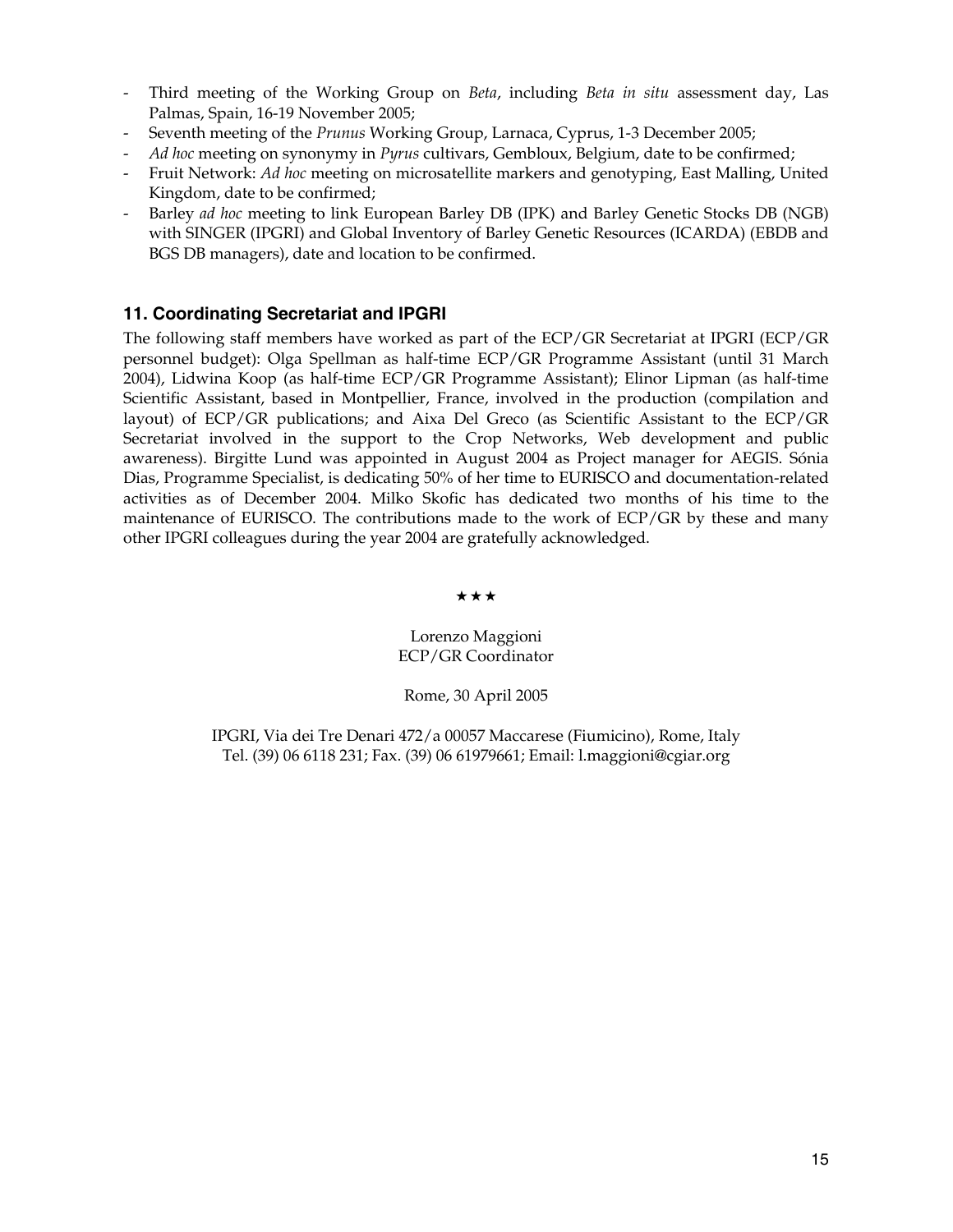- Third meeting of the Working Group on *Beta*, including *Beta in situ* assessment day, Las Palmas, Spain, 16-19 November 2005;
- Seventh meeting of the *Prunus* Working Group, Larnaca, Cyprus, 1-3 December 2005;
- *Ad hoc* meeting on synonymy in *Pyrus* cultivars, Gembloux, Belgium, date to be confirmed;
- Fruit Network: *Ad hoc* meeting on microsatellite markers and genotyping, East Malling, United Kingdom, date to be confirmed;
- Barley *ad hoc* meeting to link European Barley DB (IPK) and Barley Genetic Stocks DB (NGB) with SINGER (IPGRI) and Global Inventory of Barley Genetic Resources (ICARDA) (EBDB and BGS DB managers), date and location to be confirmed.

## 11. Coordinating Secretariat and IPGRI

The following staff members have worked as part of the ECP/GR Secretariat at IPGRI (ECP/GR personnel budget): Olga Spellman as half-time ECP/GR Programme Assistant (until 31 March 2004), Lidwina Koop (as half-time ECP/GR Programme Assistant); Elinor Lipman (as half-time Scientific Assistant, based in Montpellier, France, involved in the production (compilation and layout) of ECP/GR publications; and Aixa Del Greco (as Scientific Assistant to the ECP/GR Secretariat involved in the support to the Crop Networks, Web development and public awareness). Birgitte Lund was appointed in August 2004 as Project manager for AEGIS. Sónia Dias, Programme Specialist, is dedicating 50% of her time to EURISCO and documentation-related activities as of December 2004. Milko Skofic has dedicated two months of his time to the maintenance of EURISCO. The contributions made to the work of ECP/GR by these and many other IPGRI colleagues during the year 2004 are gratefully acknowledged.

★★★

Lorenzo Maggioni
ECP/GR Coordinator

Rome, 30 April 2005

IPGRI, Via dei Tre Denari 472/a 00057 Maccarese (Fiumicino), Rome, Italy
Tel. (39) 06 6118 231; Fax. (39) 06 61979661; Email: l.maggioni@cgiar.org